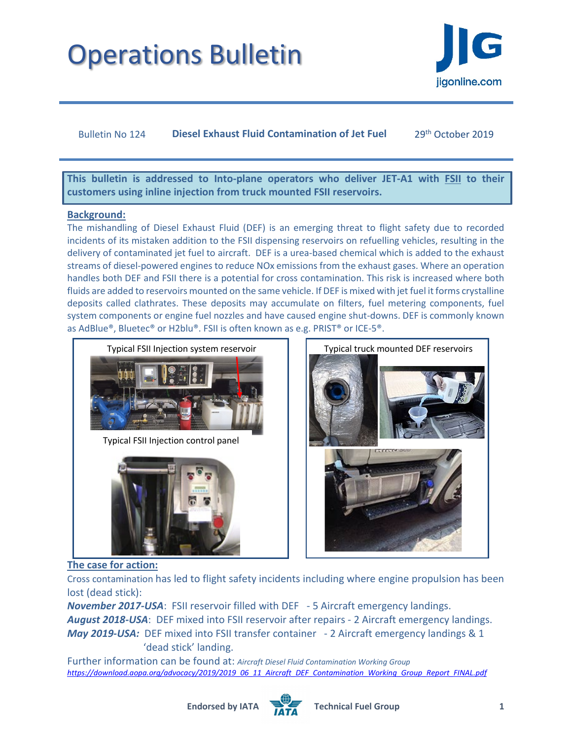# Operations Bulletin

Bulletin No 124 **Diesel Exhaust Fluid Contamination of Jet Fuel** 29th October 2019

**This bulletin is addressed to Into-plane operators who deliver JET-A1 with FSII to their customers using inline injection from truck mounted FSII reservoirs.**

## Background:

The mishandling of Diesel Exhaust Fluid (DEF) is an emerging threat to flight safety due to recorded incidents of its mistaken addition to the FSII dispensing reservoirs on refuelling vehicles, resulting in the delivery of contaminated jet fuel to aircraft. DEF is a urea-based chemical which is added to the exhaust streams of diesel-powered engines to reduce NOx emissions from the exhaust gases. Where an operation handles both DEF and FSII there is a potential for cross contamination. This risk is increased where both fluids are added to reservoirs mounted on the same vehicle. If DEF is mixed with jet fuel it forms crystalline deposits called clathrates. These deposits may accumulate on filters, fuel metering components, fuel system components or engine fuel nozzles and have caused engine shut-downs. DEF is commonly known as AdBlue®, Bluetec® or H2blu®. FSII is often known as e.g. PRIST® or ICE-5®.

Typical FSII Injection system reservoir

Typical FSII Injection control panel

Typical truck mounted DEF reservoirs

## The case for action:

Cross contamination has led to flight safety incidents including where engine propulsion has been lost (dead stick):

***November 2017-USA***: FSII reservoir filled with DEF - 5 Aircraft emergency landings.

***August 2018-USA***: DEF mixed into FSII reservoir after repairs - 2 Aircraft emergency landings.

***May 2019-USA:*** DEF mixed into FSII transfer container - 2 Aircraft emergency landings & 1 'dead stick' landing.

Further information can be found at: *Aircraft Diesel Fluid Contamination Working Group*
*https://download.aopa.org/advocacy/2019/2019_06_11_Aircraft_DEF_Contamination_Working_Group_Report_FINAL.pdf*

**Endorsed by IATA** **Technical Fuel Group**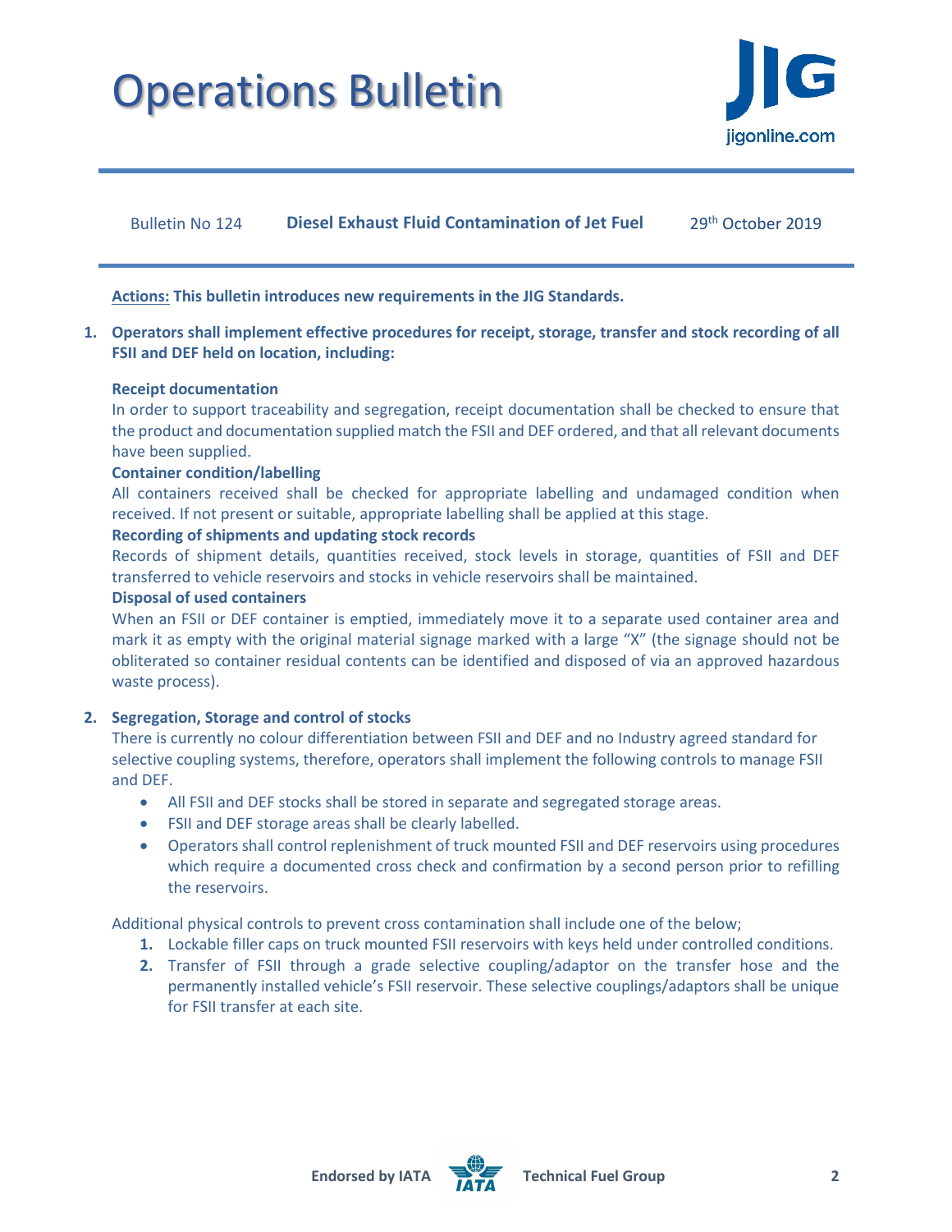# Operations Bulletin

Bulletin No 124 **Diesel Exhaust Fluid Contamination of Jet Fuel** 29th October 2019

**Actions: This bulletin introduces new requirements in the JIG Standards.**

1. **Operators shall implement effective procedures for receipt, storage, transfer and stock recording of all FSII and DEF held on location, including:**

   **Receipt documentation**
   In order to support traceability and segregation, receipt documentation shall be checked to ensure that the product and documentation supplied match the FSII and DEF ordered, and that all relevant documents have been supplied.

   **Container condition/labelling**
   All containers received shall be checked for appropriate labelling and undamaged condition when received. If not present or suitable, appropriate labelling shall be applied at this stage.

   **Recording of shipments and updating stock records**
   Records of shipment details, quantities received, stock levels in storage, quantities of FSII and DEF transferred to vehicle reservoirs and stocks in vehicle reservoirs shall be maintained.

   **Disposal of used containers**
   When an FSII or DEF container is emptied, immediately move it to a separate used container area and mark it as empty with the original material signage marked with a large "X" (the signage should not be obliterated so container residual contents can be identified and disposed of via an approved hazardous waste process).

2. **Segregation, Storage and control of stocks**
   There is currently no colour differentiation between FSII and DEF and no Industry agreed standard for selective coupling systems, therefore, operators shall implement the following controls to manage FSII and DEF.

   - All FSII and DEF stocks shall be stored in separate and segregated storage areas.
   - FSII and DEF storage areas shall be clearly labelled.
   - Operators shall control replenishment of truck mounted FSII and DEF reservoirs using procedures which require a documented cross check and confirmation by a second person prior to refilling the reservoirs.

   Additional physical controls to prevent cross contamination shall include one of the below;

   1. Lockable filler caps on truck mounted FSII reservoirs with keys held under controlled conditions.
   2. Transfer of FSII through a grade selective coupling/adaptor on the transfer hose and the permanently installed vehicle's FSII reservoir. These selective couplings/adaptors shall be unique for FSII transfer at each site.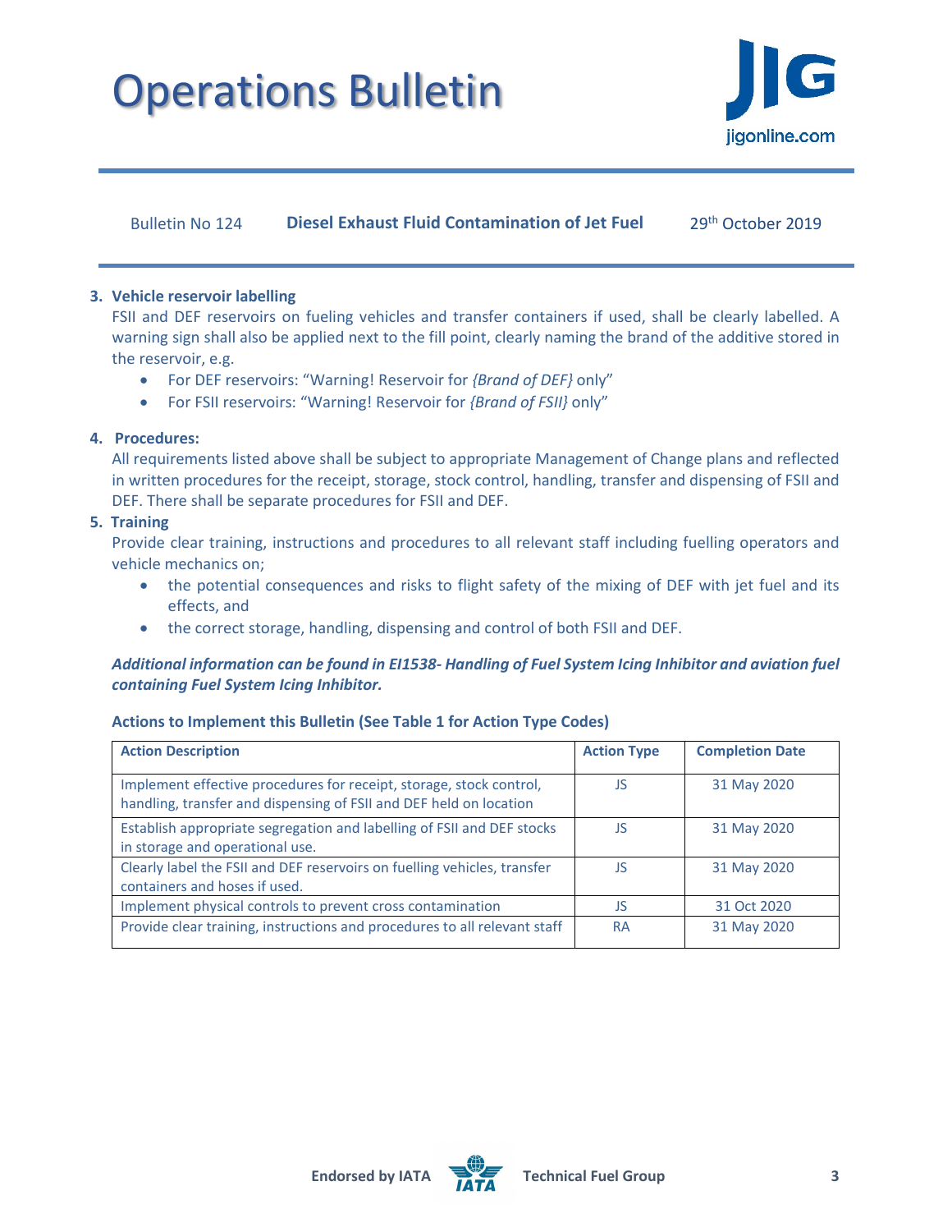3. **Vehicle reservoir labelling**

   FSII and DEF reservoirs on fueling vehicles and transfer containers if used, shall be clearly labelled. A warning sign shall also be applied next to the fill point, clearly naming the brand of the additive stored in the reservoir, e.g.

   - For DEF reservoirs: "Warning! Reservoir for *{Brand of DEF}* only"
   - For FSII reservoirs: "Warning! Reservoir for *{Brand of FSII}* only"

4. **Procedures:**

   All requirements listed above shall be subject to appropriate Management of Change plans and reflected in written procedures for the receipt, storage, stock control, handling, transfer and dispensing of FSII and DEF. There shall be separate procedures for FSII and DEF.

5. **Training**

   Provide clear training, instructions and procedures to all relevant staff including fuelling operators and vehicle mechanics on;

   - the potential consequences and risks to flight safety of the mixing of DEF with jet fuel and its effects, and
   - the correct storage, handling, dispensing and control of both FSII and DEF.

***Additional information can be found in EI1538- Handling of Fuel System Icing Inhibitor and aviation fuel containing Fuel System Icing Inhibitor.***

**Actions to Implement this Bulletin (See Table 1 for Action Type Codes)**

| Action Description | Action Type | Completion Date |
|---|---|---|
| Implement effective procedures for receipt, storage, stock control, handling, transfer and dispensing of FSII and DEF held on location | JS | 31 May 2020 |
| Establish appropriate segregation and labelling of FSII and DEF stocks in storage and operational use. | JS | 31 May 2020 |
| Clearly label the FSII and DEF reservoirs on fuelling vehicles, transfer containers and hoses if used. | JS | 31 May 2020 |
| Implement physical controls to prevent cross contamination | JS | 31 Oct 2020 |
| Provide clear training, instructions and procedures to all relevant staff | RA | 31 May 2020 |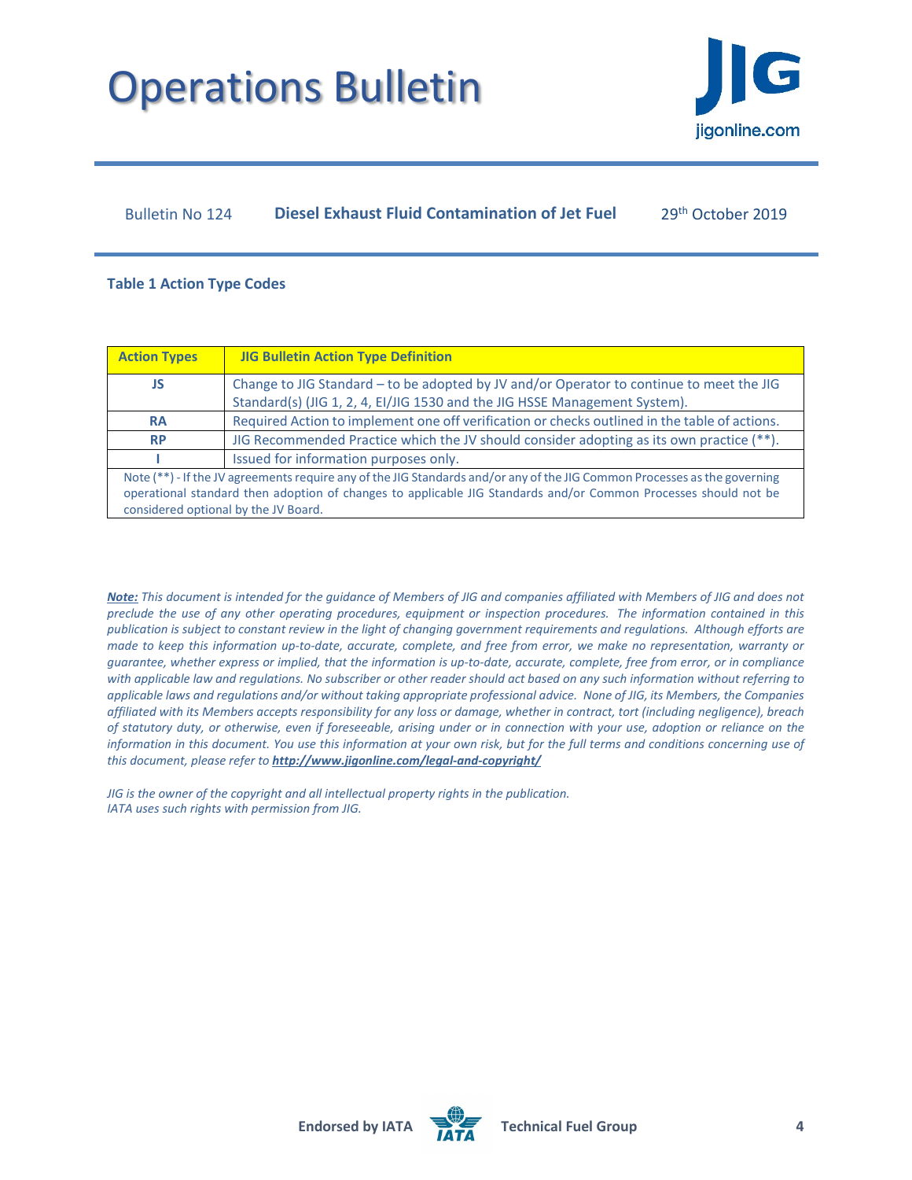**Table 1 Action Type Codes**

| Action Types | JIG Bulletin Action Type Definition |
|---|---|
| **JS** | Change to JIG Standard – to be adopted by JV and/or Operator to continue to meet the JIG Standard(s) (JIG 1, 2, 4, EI/JIG 1530 and the JIG HSSE Management System). |
| **RA** | Required Action to implement one off verification or checks outlined in the table of actions. |
| **RP** | JIG Recommended Practice which the JV should consider adopting as its own practice (**). |
| **I** | Issued for information purposes only. |
| Note (**) - If the JV agreements require any of the JIG Standards and/or any of the JIG Common Processes as the governing operational standard then adoption of changes to applicable JIG Standards and/or Common Processes should not be considered optional by the JV Board. | |

***Note:*** *This document is intended for the guidance of Members of JIG and companies affiliated with Members of JIG and does not preclude the use of any other operating procedures, equipment or inspection procedures. The information contained in this publication is subject to constant review in the light of changing government requirements and regulations. Although efforts are made to keep this information up-to-date, accurate, complete, and free from error, we make no representation, warranty or guarantee, whether express or implied, that the information is up-to-date, accurate, complete, free from error, or in compliance with applicable law and regulations. No subscriber or other reader should act based on any such information without referring to applicable laws and regulations and/or without taking appropriate professional advice. None of JIG, its Members, the Companies affiliated with its Members accepts responsibility for any loss or damage, whether in contract, tort (including negligence), breach of statutory duty, or otherwise, even if foreseeable, arising under or in connection with your use, adoption or reliance on the information in this document. You use this information at your own risk, but for the full terms and conditions concerning use of this document, please refer to* ***http://www.jigonline.com/legal-and-copyright/***

*JIG is the owner of the copyright and all intellectual property rights in the publication.*
*IATA uses such rights with permission from JIG.*